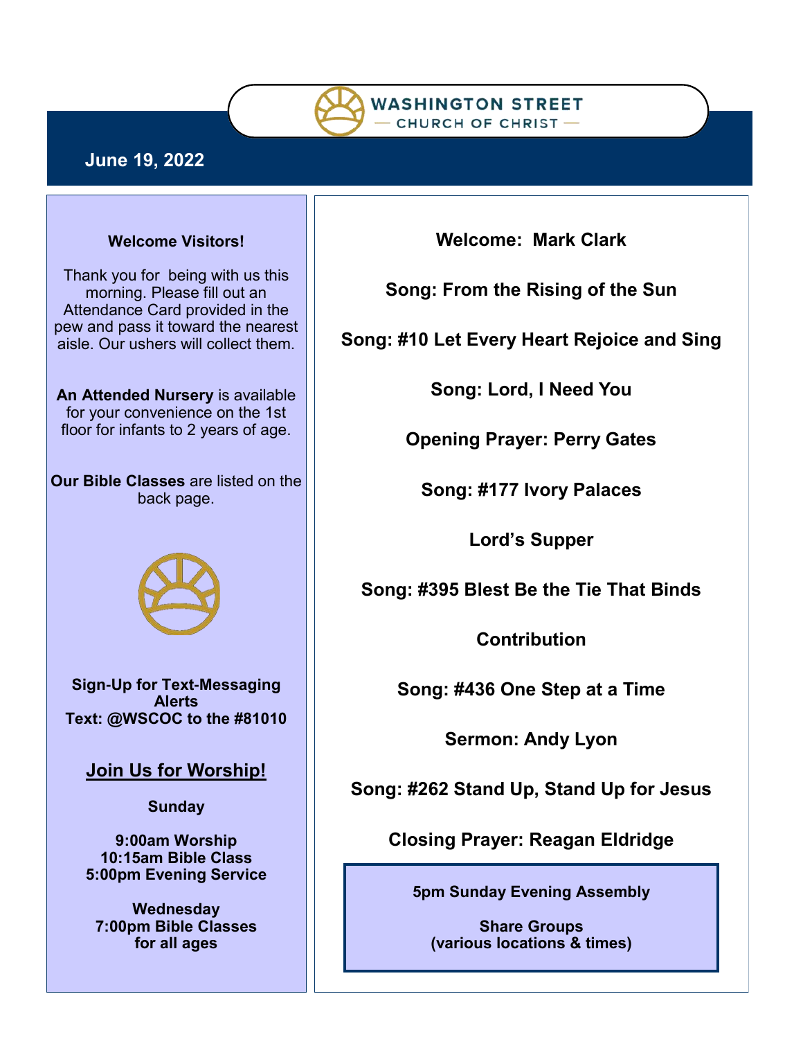# WASHINGTON STREET
— CHURCH OF CHRIST —

**June 19, 2022**

**Welcome Visitors!**

Thank you for being with us this morning. Please fill out an Attendance Card provided in the pew and pass it toward the nearest aisle. Our ushers will collect them.

**An Attended Nursery** is available for your convenience on the 1st floor for infants to 2 years of age.

**Our Bible Classes** are listed on the back page.

**Sign-Up for Text-Messaging Alerts**
**Text: @WSCOC to the #81010**

## Join Us for Worship!

**Sunday**

**9:00am Worship**
**10:15am Bible Class**
**5:00pm Evening Service**

**Wednesday**
**7:00pm Bible Classes for all ages**

**Welcome: Mark Clark**

**Song: From the Rising of the Sun**

**Song: #10 Let Every Heart Rejoice and Sing**

**Song: Lord, I Need You**

**Opening Prayer: Perry Gates**

**Song: #177 Ivory Palaces**

**Lord's Supper**

**Song: #395 Blest Be the Tie That Binds**

**Contribution**

**Song: #436 One Step at a Time**

**Sermon: Andy Lyon**

**Song: #262 Stand Up, Stand Up for Jesus**

**Closing Prayer: Reagan Eldridge**

**5pm Sunday Evening Assembly**

**Share Groups**
**(various locations & times)**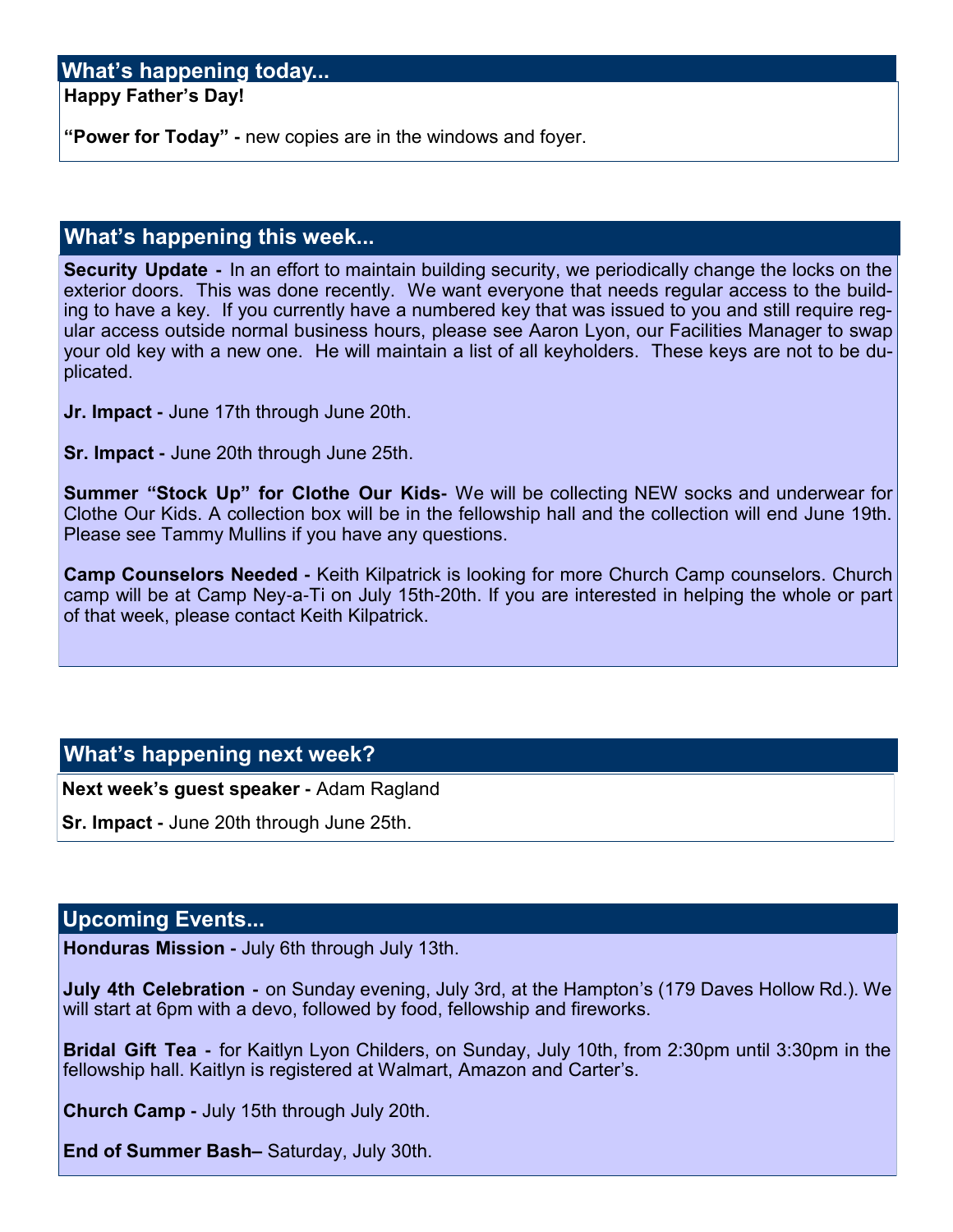## What's happening today...

**Happy Father's Day!**

**"Power for Today" -** new copies are in the windows and foyer.

## What's happening this week...

**Security Update -** In an effort to maintain building security, we periodically change the locks on the exterior doors. This was done recently. We want everyone that needs regular access to the building to have a key. If you currently have a numbered key that was issued to you and still require regular access outside normal business hours, please see Aaron Lyon, our Facilities Manager to swap your old key with a new one. He will maintain a list of all keyholders. These keys are not to be duplicated.

**Jr. Impact -** June 17th through June 20th.

**Sr. Impact -** June 20th through June 25th.

**Summer "Stock Up" for Clothe Our Kids-** We will be collecting NEW socks and underwear for Clothe Our Kids. A collection box will be in the fellowship hall and the collection will end June 19th. Please see Tammy Mullins if you have any questions.

**Camp Counselors Needed -** Keith Kilpatrick is looking for more Church Camp counselors. Church camp will be at Camp Ney-a-Ti on July 15th-20th. If you are interested in helping the whole or part of that week, please contact Keith Kilpatrick.

## What's happening next week?

**Next week's guest speaker -** Adam Ragland

**Sr. Impact -** June 20th through June 25th.

## Upcoming Events...

**Honduras Mission -** July 6th through July 13th.

**July 4th Celebration -** on Sunday evening, July 3rd, at the Hampton's (179 Daves Hollow Rd.). We will start at 6pm with a devo, followed by food, fellowship and fireworks.

**Bridal Gift Tea -** for Kaitlyn Lyon Childers, on Sunday, July 10th, from 2:30pm until 3:30pm in the fellowship hall. Kaitlyn is registered at Walmart, Amazon and Carter's.

**Church Camp -** July 15th through July 20th.

**End of Summer Bash–** Saturday, July 30th.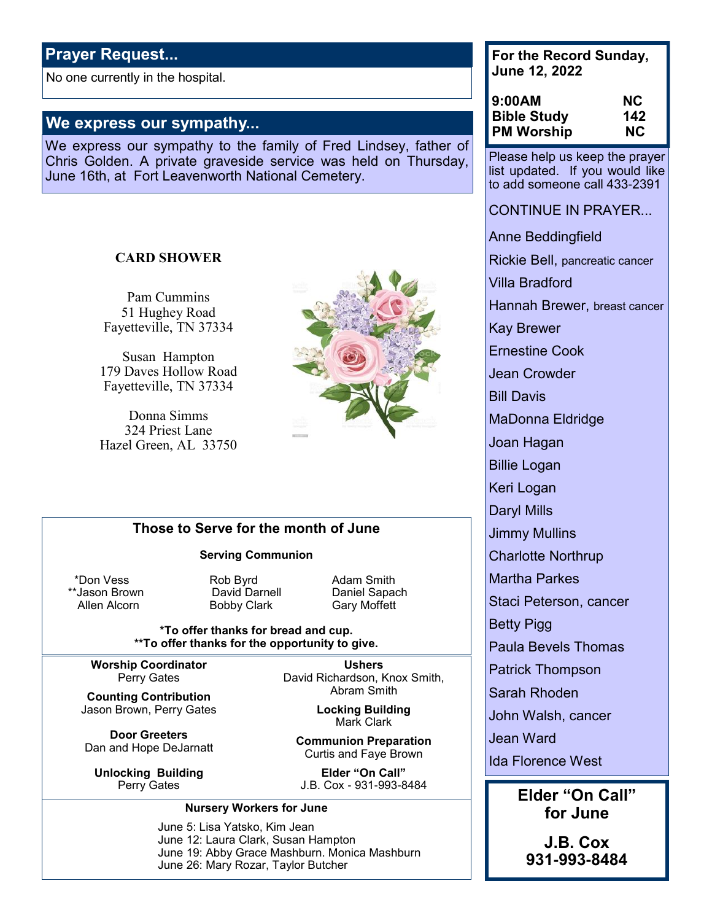## Prayer Request...

No one currently in the hospital.

## We express our sympathy...

We express our sympathy to the family of Fred Lindsey, father of Chris Golden. A private graveside service was held on Thursday, June 16th, at Fort Leavenworth National Cemetery.

**CARD SHOWER**

Pam Cummins
51 Hughey Road
Fayetteville, TN 37334

Susan Hampton
179 Daves Hollow Road
Fayetteville, TN 37334

Donna Simms
324 Priest Lane
Hazel Green, AL 33750

### Those to Serve for the month of June

**Serving Communion**

| | | |
|---|---|---|
| *Don Vess | Rob Byrd | Adam Smith |
| **Jason Brown | David Darnell | Daniel Sapach |
| Allen Alcorn | Bobby Clark | Gary Moffett |

**\*To offer thanks for bread and cup.**
**\*\*To offer thanks for the opportunity to give.**

**Worship Coordinator**
Perry Gates

**Counting Contribution**
Jason Brown, Perry Gates

**Door Greeters**
Dan and Hope DeJarnatt

**Unlocking Building**
Perry Gates

**Ushers**
David Richardson, Knox Smith, Abram Smith

**Locking Building**
Mark Clark

**Communion Preparation**
Curtis and Faye Brown

**Elder "On Call"**
J.B. Cox - 931-993-8484

**Nursery Workers for June**

June 5: Lisa Yatsko, Kim Jean
June 12: Laura Clark, Susan Hampton
June 19: Abby Grace Mashburn. Monica Mashburn
June 26: Mary Rozar, Taylor Butcher

**For the Record Sunday, June 12, 2022**

| | |
|---|---|
| **9:00AM** | **NC** |
| **Bible Study** | **142** |
| **PM Worship** | **NC** |

Please help us keep the prayer list updated. If you would like to add someone call 433-2391

CONTINUE IN PRAYER...

Anne Beddingfield
Rickie Bell, pancreatic cancer
Villa Bradford
Hannah Brewer, breast cancer
Kay Brewer
Ernestine Cook
Jean Crowder
Bill Davis
MaDonna Eldridge
Joan Hagan
Billie Logan
Keri Logan
Daryl Mills
Jimmy Mullins
Charlotte Northrup
Martha Parkes
Staci Peterson, cancer
Betty Pigg
Paula Bevels Thomas
Patrick Thompson
Sarah Rhoden
John Walsh, cancer
Jean Ward
Ida Florence West

**Elder "On Call" for June**

**J.B. Cox**
**931-993-8484**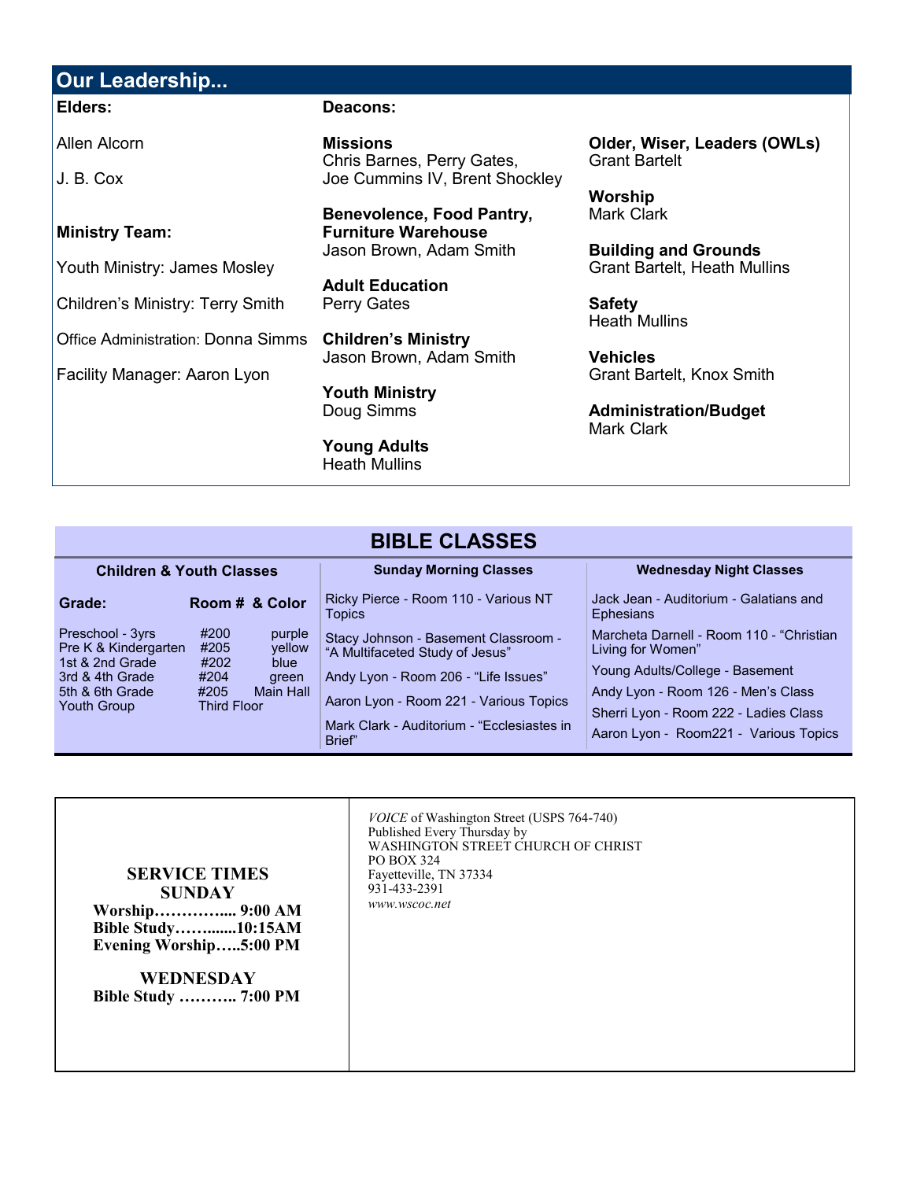## Our Leadership...

**Elders:**

Allen Alcorn

J. B. Cox

**Ministry Team:**

Youth Ministry: James Mosley

Children's Ministry: Terry Smith

Office Administration: Donna Simms

Facility Manager: Aaron Lyon

**Deacons:**

**Missions**
Chris Barnes, Perry Gates, Joe Cummins IV, Brent Shockley

**Benevolence, Food Pantry, Furniture Warehouse**
Jason Brown, Adam Smith

**Adult Education**
Perry Gates

**Children's Ministry**
Jason Brown, Adam Smith

**Youth Ministry**
Doug Simms

**Young Adults**
Heath Mullins

**Older, Wiser, Leaders (OWLs)**
Grant Bartelt

**Worship**
Mark Clark

**Building and Grounds**
Grant Bartelt, Heath Mullins

**Safety**
Heath Mullins

**Vehicles**
Grant Bartelt, Knox Smith

**Administration/Budget**
Mark Clark

## BIBLE CLASSES

### Children & Youth Classes

| Grade: | Room # | & Color |
|---|---|---|
| Preschool - 3yrs | #200 | purple |
| Pre K & Kindergarten | #205 | yellow |
| 1st & 2nd Grade | #202 | blue |
| 3rd & 4th Grade | #204 | green |
| 5th & 6th Grade | #205 | Main Hall |
| Youth Group | Third Floor | |

### Sunday Morning Classes

Ricky Pierce - Room 110 - Various NT Topics

Stacy Johnson - Basement Classroom - "A Multifaceted Study of Jesus"

Andy Lyon - Room 206 - "Life Issues"

Aaron Lyon - Room 221 - Various Topics

Mark Clark - Auditorium - "Ecclesiastes in Brief"

### Wednesday Night Classes

Jack Jean - Auditorium - Galatians and Ephesians

Marcheta Darnell - Room 110 - "Christian Living for Women"

Young Adults/College - Basement

Andy Lyon - Room 126 - Men's Class

Sherri Lyon - Room 222 - Ladies Class

Aaron Lyon - Room221 - Various Topics

**SERVICE TIMES**
**SUNDAY**
**Worship…………... 9:00 AM**
**Bible Study……......10:15AM**
**Evening Worship…..5:00 PM**

**WEDNESDAY**
**Bible Study ……….. 7:00 PM**

*VOICE* of Washington Street (USPS 764-740)
Published Every Thursday by
WASHINGTON STREET CHURCH OF CHRIST
PO BOX 324
Fayetteville, TN 37334
931-433-2391
*www.wscoc.net*